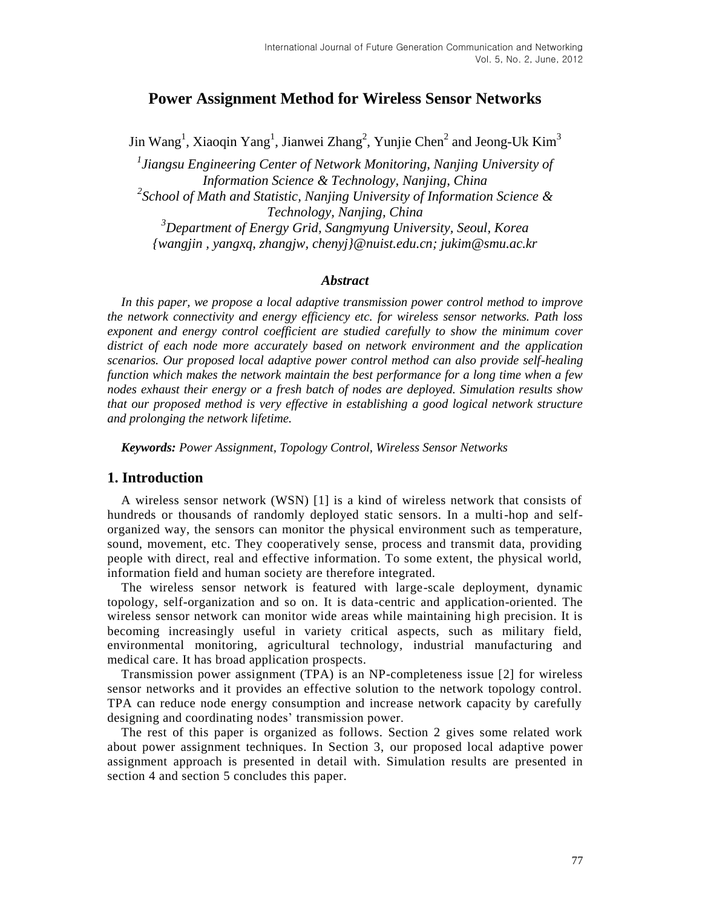# Power Assignment Method for Wireless Sensor Networks

Jin Wang[1], Xiaoqin Yang[1], Jianwei Zhang[2], Yunjie Chen[2] and Jeong-Uk Kim[3]

*[1]Jiangsu Engineering Center of Network Monitoring, Nanjing University of Information Science & Technology, Nanjing, China*
*[2]School of Math and Statistic, Nanjing University of Information Science & Technology, Nanjing, China*
*[3]Department of Energy Grid, Sangmyung University, Seoul, Korea*
*{wangjin , yangxq, zhangjw, chenyj}@nuist.edu.cn; jukim@smu.ac.kr*

### *Abstract*

*In this paper, we propose a local adaptive transmission power control method to improve the network connectivity and energy efficiency etc. for wireless sensor networks. Path loss exponent and energy control coefficient are studied carefully to show the minimum cover district of each node more accurately based on network environment and the application scenarios. Our proposed local adaptive power control method can also provide self-healing function which makes the network maintain the best performance for a long time when a few nodes exhaust their energy or a fresh batch of nodes are deployed. Simulation results show that our proposed method is very effective in establishing a good logical network structure and prolonging the network lifetime.*

***Keywords:*** *Power Assignment, Topology Control, Wireless Sensor Networks*

## 1. Introduction

A wireless sensor network (WSN) [1] is a kind of wireless network that consists of hundreds or thousands of randomly deployed static sensors. In a multi-hop and self-organized way, the sensors can monitor the physical environment such as temperature, sound, movement, etc. They cooperatively sense, process and transmit data, providing people with direct, real and effective information. To some extent, the physical world, information field and human society are therefore integrated.

The wireless sensor network is featured with large-scale deployment, dynamic topology, self-organization and so on. It is data-centric and application-oriented. The wireless sensor network can monitor wide areas while maintaining high precision. It is becoming increasingly useful in variety critical aspects, such as military field, environmental monitoring, agricultural technology, industrial manufacturing and medical care. It has broad application prospects.

Transmission power assignment (TPA) is an NP-completeness issue [2] for wireless sensor networks and it provides an effective solution to the network topology control. TPA can reduce node energy consumption and increase network capacity by carefully designing and coordinating nodes' transmission power.

The rest of this paper is organized as follows. Section 2 gives some related work about power assignment techniques. In Section 3, our proposed local adaptive power assignment approach is presented in detail with. Simulation results are presented in section 4 and section 5 concludes this paper.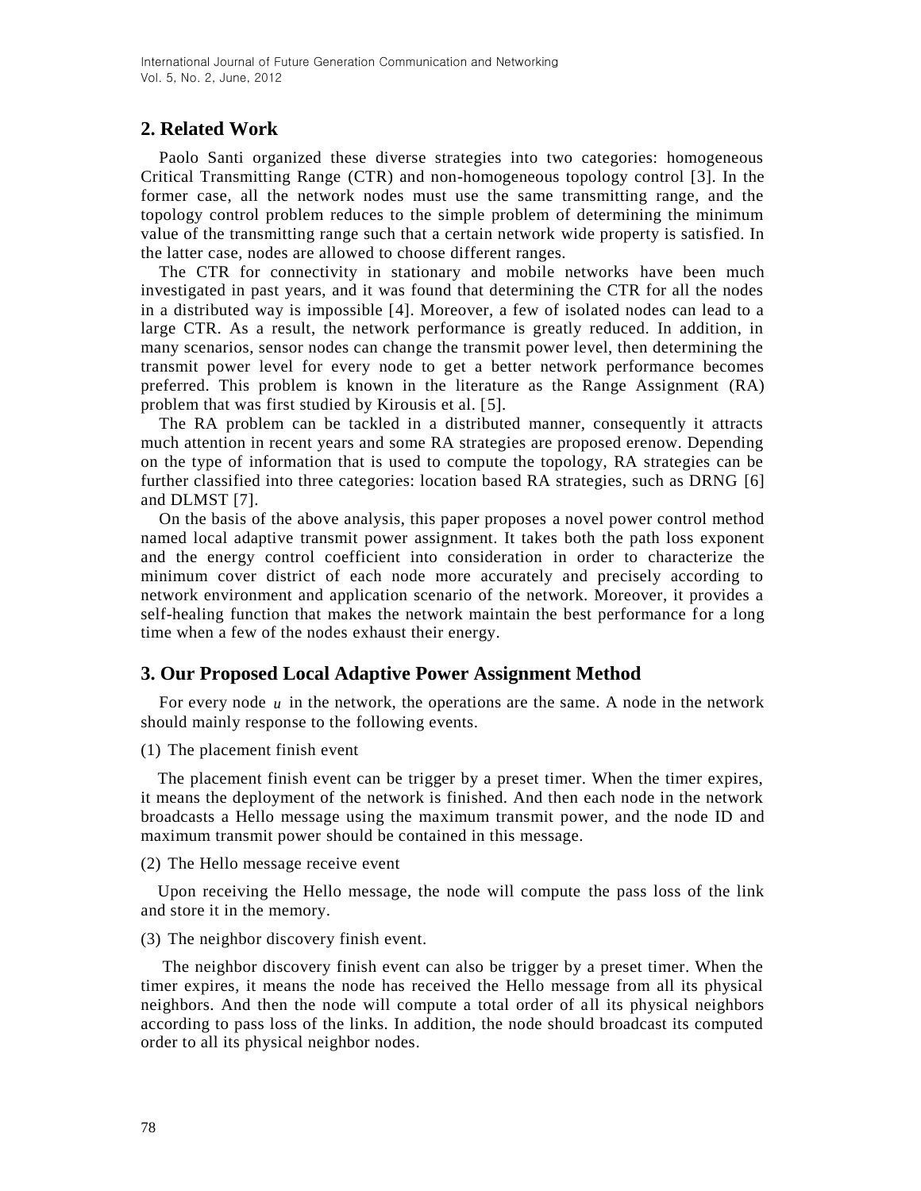## 2. Related Work

Paolo Santi organized these diverse strategies into two categories: homogeneous Critical Transmitting Range (CTR) and non-homogeneous topology control [3]. In the former case, all the network nodes must use the same transmitting range, and the topology control problem reduces to the simple problem of determining the minimum value of the transmitting range such that a certain network wide property is satisfied. In the latter case, nodes are allowed to choose different ranges.

The CTR for connectivity in stationary and mobile networks have been much investigated in past years, and it was found that determining the CTR for all the nodes in a distributed way is impossible [4]. Moreover, a few of isolated nodes can lead to a large CTR. As a result, the network performance is greatly reduced. In addition, in many scenarios, sensor nodes can change the transmit power level, then determining the transmit power level for every node to get a better network performance becomes preferred. This problem is known in the literature as the Range Assignment (RA) problem that was first studied by Kirousis et al. [5].

The RA problem can be tackled in a distributed manner, consequently it attracts much attention in recent years and some RA strategies are proposed erenow. Depending on the type of information that is used to compute the topology, RA strategies can be further classified into three categories: location based RA strategies, such as DRNG [6] and DLMST [7].

On the basis of the above analysis, this paper proposes a novel power control method named local adaptive transmit power assignment. It takes both the path loss exponent and the energy control coefficient into consideration in order to characterize the minimum cover district of each node more accurately and precisely according to network environment and application scenario of the network. Moreover, it provides a self-healing function that makes the network maintain the best performance for a long time when a few of the nodes exhaust their energy.

## 3. Our Proposed Local Adaptive Power Assignment Method

For every node $u$ in the network, the operations are the same. A node in the network should mainly response to the following events.

(1) The placement finish event

The placement finish event can be trigger by a preset timer. When the timer expires, it means the deployment of the network is finished. And then each node in the network broadcasts a Hello message using the maximum transmit power, and the node ID and maximum transmit power should be contained in this message.

(2) The Hello message receive event

Upon receiving the Hello message, the node will compute the pass loss of the link and store it in the memory.

(3) The neighbor discovery finish event.

The neighbor discovery finish event can also be trigger by a preset timer. When the timer expires, it means the node has received the Hello message from all its physical neighbors. And then the node will compute a total order of all its physical neighbors according to pass loss of the links. In addition, the node should broadcast its computed order to all its physical neighbor nodes.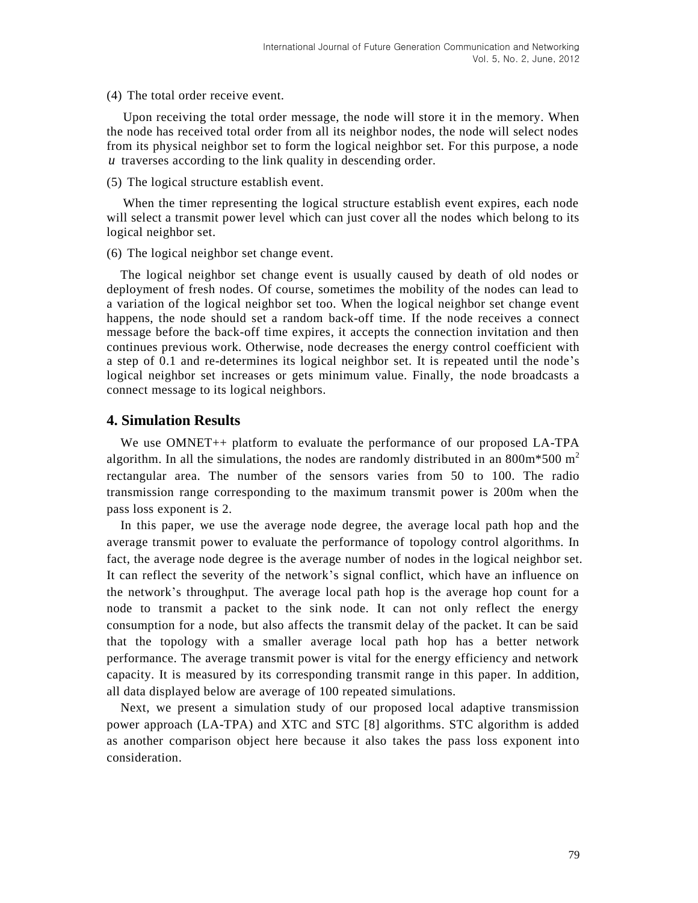(4) The total order receive event.

Upon receiving the total order message, the node will store it in the memory. When the node has received total order from all its neighbor nodes, the node will select nodes from its physical neighbor set to form the logical neighbor set. For this purpose, a node $u$ traverses according to the link quality in descending order.

(5) The logical structure establish event.

When the timer representing the logical structure establish event expires, each node will select a transmit power level which can just cover all the nodes which belong to its logical neighbor set.

(6) The logical neighbor set change event.

The logical neighbor set change event is usually caused by death of old nodes or deployment of fresh nodes. Of course, sometimes the mobility of the nodes can lead to a variation of the logical neighbor set too. When the logical neighbor set change event happens, the node should set a random back-off time. If the node receives a connect message before the back-off time expires, it accepts the connection invitation and then continues previous work. Otherwise, node decreases the energy control coefficient with a step of 0.1 and re-determines its logical neighbor set. It is repeated until the node's logical neighbor set increases or gets minimum value. Finally, the node broadcasts a connect message to its logical neighbors.

## 4. Simulation Results

We use OMNET++ platform to evaluate the performance of our proposed LA-TPA algorithm. In all the simulations, the nodes are randomly distributed in an 800m*500 $m^2$ rectangular area. The number of the sensors varies from 50 to 100. The radio transmission range corresponding to the maximum transmit power is 200m when the pass loss exponent is 2.

In this paper, we use the average node degree, the average local path hop and the average transmit power to evaluate the performance of topology control algorithms. In fact, the average node degree is the average number of nodes in the logical neighbor set. It can reflect the severity of the network's signal conflict, which have an influence on the network's throughput. The average local path hop is the average hop count for a node to transmit a packet to the sink node. It can not only reflect the energy consumption for a node, but also affects the transmit delay of the packet. It can be said that the topology with a smaller average local path hop has a better network performance. The average transmit power is vital for the energy efficiency and network capacity. It is measured by its corresponding transmit range in this paper. In addition, all data displayed below are average of 100 repeated simulations.

Next, we present a simulation study of our proposed local adaptive transmission power approach (LA-TPA) and XTC and STC [8] algorithms. STC algorithm is added as another comparison object here because it also takes the pass loss exponent into consideration.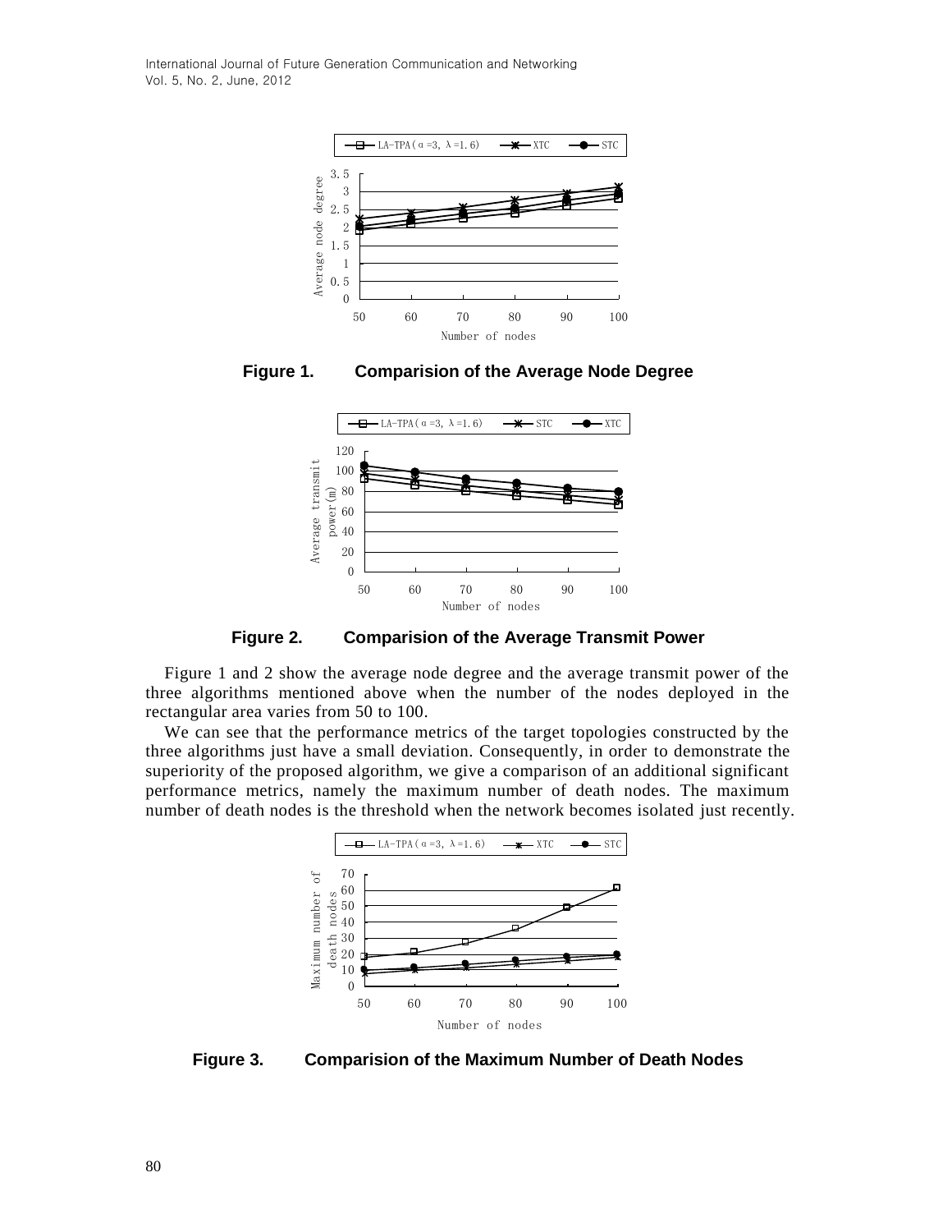**Figure 1. Comparision of the Average Node Degree**

**Figure 2. Comparision of the Average Transmit Power**

Figure 1 and 2 show the average node degree and the average transmit power of the three algorithms mentioned above when the number of the nodes deployed in the rectangular area varies from 50 to 100.

We can see that the performance metrics of the target topologies constructed by the three algorithms just have a small deviation. Consequently, in order to demonstrate the superiority of the proposed algorithm, we give a comparison of an additional significant performance metrics, namely the maximum number of death nodes. The maximum number of death nodes is the threshold when the network becomes isolated just recently.

**Figure 3. Comparision of the Maximum Number of Death Nodes**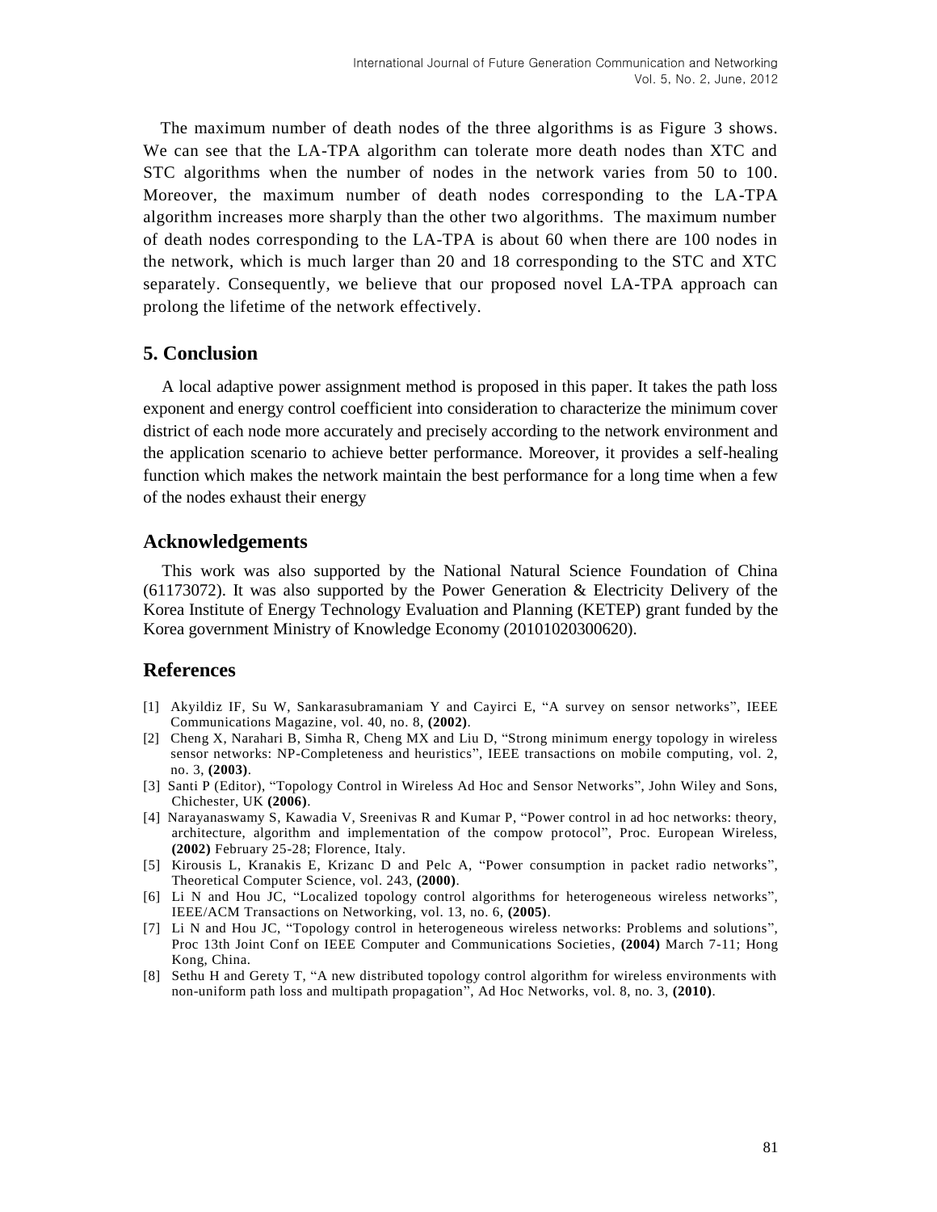The maximum number of death nodes of the three algorithms is as Figure 3 shows. We can see that the LA-TPA algorithm can tolerate more death nodes than XTC and STC algorithms when the number of nodes in the network varies from 50 to 100. Moreover, the maximum number of death nodes corresponding to the LA-TPA algorithm increases more sharply than the other two algorithms. The maximum number of death nodes corresponding to the LA-TPA is about 60 when there are 100 nodes in the network, which is much larger than 20 and 18 corresponding to the STC and XTC separately. Consequently, we believe that our proposed novel LA-TPA approach can prolong the lifetime of the network effectively.

## 5. Conclusion

A local adaptive power assignment method is proposed in this paper. It takes the path loss exponent and energy control coefficient into consideration to characterize the minimum cover district of each node more accurately and precisely according to the network environment and the application scenario to achieve better performance. Moreover, it provides a self-healing function which makes the network maintain the best performance for a long time when a few of the nodes exhaust their energy

## Acknowledgements

This work was also supported by the National Natural Science Foundation of China (61173072). It was also supported by the Power Generation & Electricity Delivery of the Korea Institute of Energy Technology Evaluation and Planning (KETEP) grant funded by the Korea government Ministry of Knowledge Economy (20101020300620).

## References

[1] Akyildiz IF, Su W, Sankarasubramaniam Y and Cayirci E, "A survey on sensor networks", IEEE Communications Magazine, vol. 40, no. 8, **(2002)**.

[2] Cheng X, Narahari B, Simha R, Cheng MX and Liu D, "Strong minimum energy topology in wireless sensor networks: NP-Completeness and heuristics", IEEE transactions on mobile computing, vol. 2, no. 3, **(2003)**.

[3] Santi P (Editor), "Topology Control in Wireless Ad Hoc and Sensor Networks", John Wiley and Sons, Chichester, UK **(2006)**.

[4] Narayanaswamy S, Kawadia V, Sreenivas R and Kumar P, "Power control in ad hoc networks: theory, architecture, algorithm and implementation of the compow protocol", Proc. European Wireless, **(2002)** February 25-28; Florence, Italy.

[5] Kirousis L, Kranakis E, Krizanc D and Pelc A, "Power consumption in packet radio networks", Theoretical Computer Science, vol. 243, **(2000)**.

[6] Li N and Hou JC, "Localized topology control algorithms for heterogeneous wireless networks", IEEE/ACM Transactions on Networking, vol. 13, no. 6, **(2005)**.

[7] Li N and Hou JC, "Topology control in heterogeneous wireless networks: Problems and solutions", Proc 13th Joint Conf on IEEE Computer and Communications Societies, **(2004)** March 7-11; Hong Kong, China.

[8] Sethu H and Gerety T, "A new distributed topology control algorithm for wireless environments with non-uniform path loss and multipath propagation", Ad Hoc Networks, vol. 8, no. 3, **(2010)**.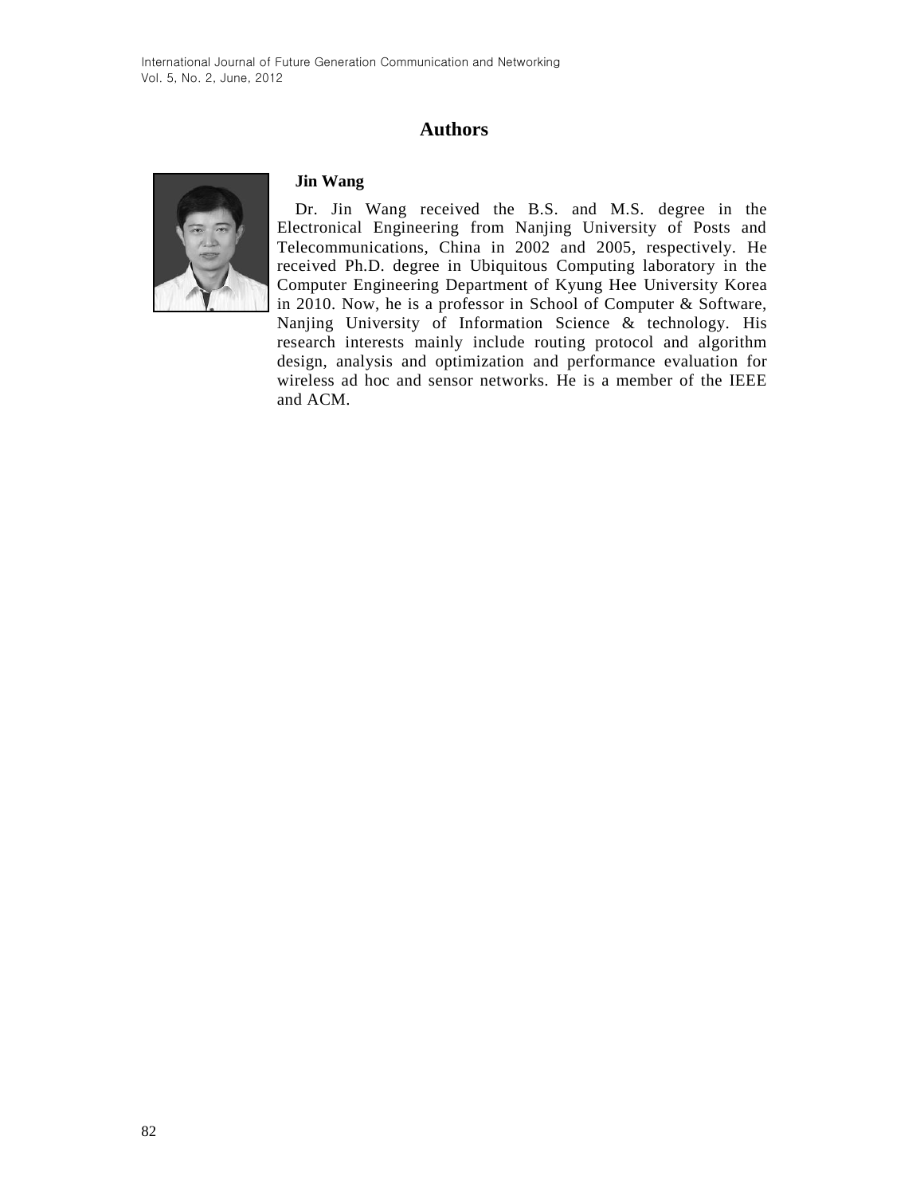# Authors

**Jin Wang**

Dr. Jin Wang received the B.S. and M.S. degree in the Electronical Engineering from Nanjing University of Posts and Telecommunications, China in 2002 and 2005, respectively. He received Ph.D. degree in Ubiquitous Computing laboratory in the Computer Engineering Department of Kyung Hee University Korea in 2010. Now, he is a professor in School of Computer & Software, Nanjing University of Information Science & technology. His research interests mainly include routing protocol and algorithm design, analysis and optimization and performance evaluation for wireless ad hoc and sensor networks. He is a member of the IEEE and ACM.